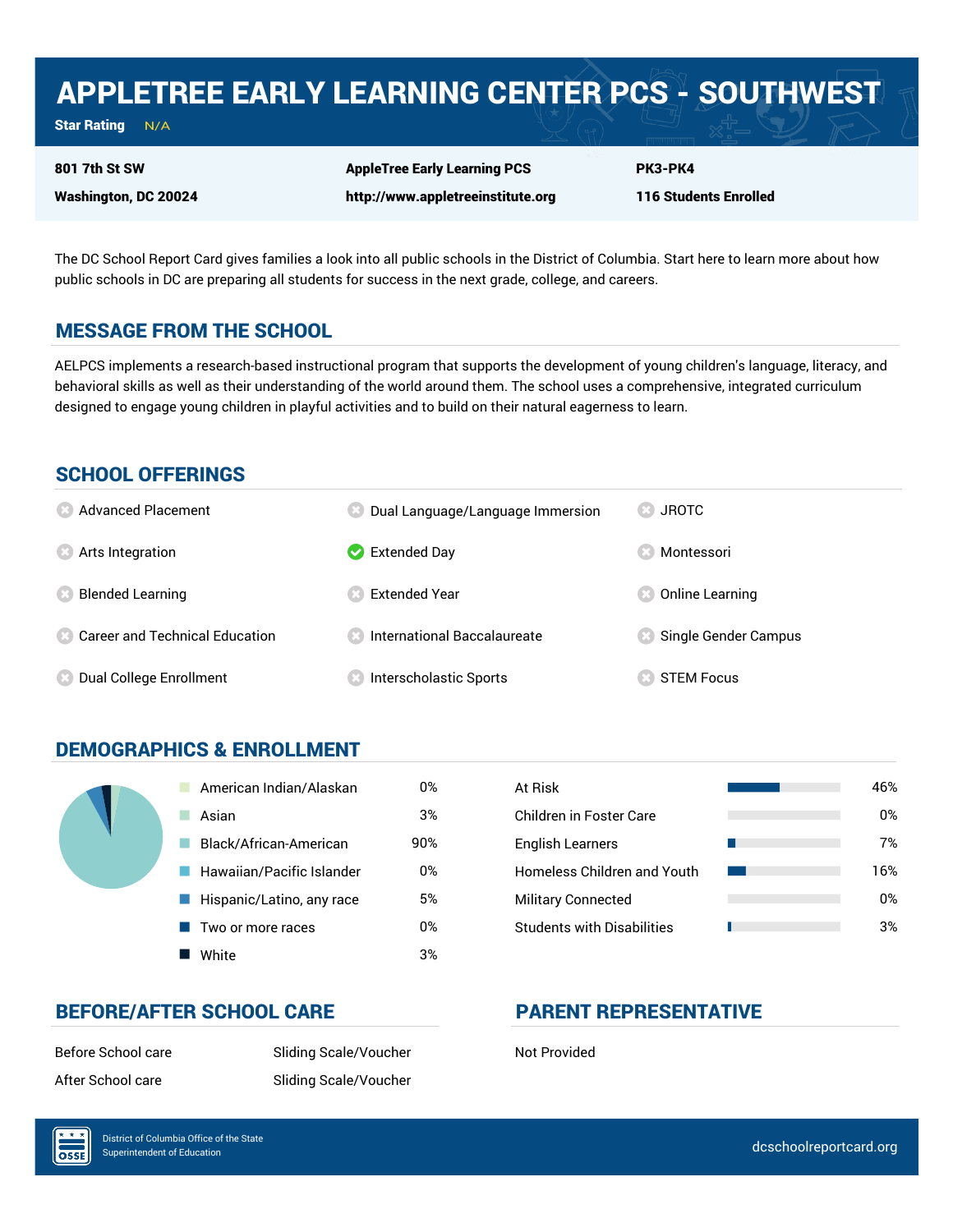# APPLETREE EARLY LEARNING CENTER PCS - SOUTHWEST

**Star Rating** N/A

| | | |
|---|---|---|
| **801 7th St SW** | **AppleTree Early Learning PCS** | **PK3-PK4** |
| **Washington, DC 20024** | **http://www.appletreeinstitute.org** | **116 Students Enrolled** |

The DC School Report Card gives families a look into all public schools in the District of Columbia. Start here to learn more about how public schools in DC are preparing all students for success in the next grade, college, and careers.

## MESSAGE FROM THE SCHOOL

AELPCS implements a research-based instructional program that supports the development of young children's language, literacy, and behavioral skills as well as their understanding of the world around them. The school uses a comprehensive, integrated curriculum designed to engage young children in playful activities and to build on their natural eagerness to learn.

## SCHOOL OFFERINGS

| Offering | Available |
|---|---|
| Advanced Placement | No |
| Arts Integration | No |
| Blended Learning | No |
| Career and Technical Education | No |
| Dual College Enrollment | No |
| Dual Language/Language Immersion | No |
| Extended Day | Yes |
| Extended Year | No |
| International Baccalaureate | No |
| Interscholastic Sports | No |
| JROTC | No |
| Montessori | No |
| Online Learning | No |
| Single Gender Campus | No |
| STEM Focus | No |

## DEMOGRAPHICS & ENROLLMENT

| Race/Ethnicity | Percent |
|---|---|
| American Indian/Alaskan | 0% |
| Asian | 3% |
| Black/African-American | 90% |
| Hawaiian/Pacific Islander | 0% |
| Hispanic/Latino, any race | 5% |
| Two or more races | 0% |
| White | 3% |

| Student Group | Percent |
|---|---|
| At Risk | 46% |
| Children in Foster Care | 0% |
| English Learners | 7% |
| Homeless Children and Youth | 16% |
| Military Connected | 0% |
| Students with Disabilities | 3% |

## BEFORE/AFTER SCHOOL CARE

| | |
|---|---|
| Before School care | Sliding Scale/Voucher |
| After School care | Sliding Scale/Voucher |

## PARENT REPRESENTATIVE

Not Provided

District of Columbia Office of the State Superintendent of Education

dcschoolreportcard.org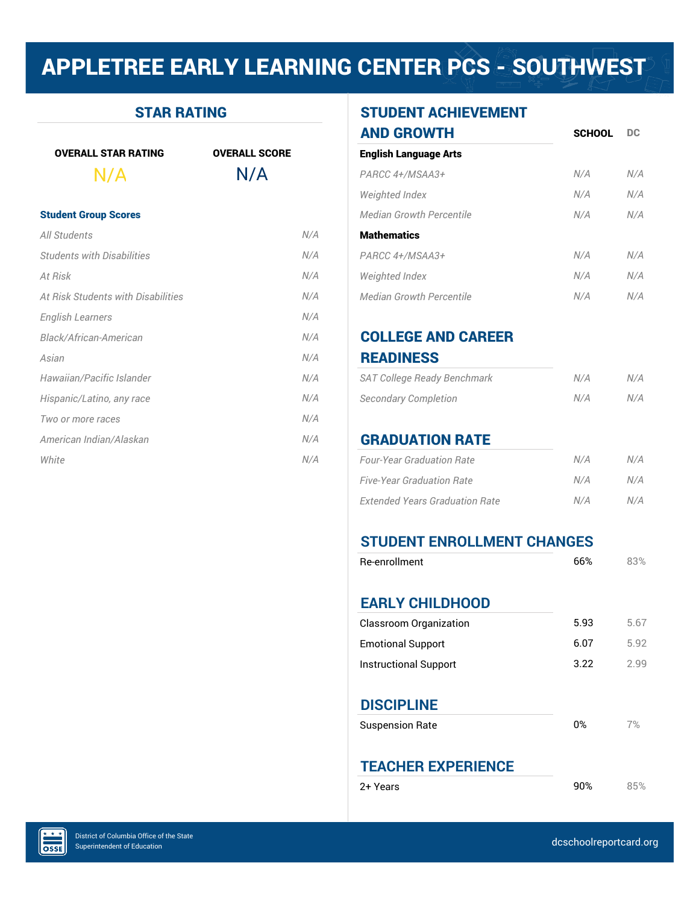# APPLETREE EARLY LEARNING CENTER PCS - SOUTHWEST

## STAR RATING

| OVERALL STAR RATING | OVERALL SCORE |
|---|---|
| N/A | N/A |

### Student Group Scores

| | |
|---|---|
| *All Students* | *N/A* |
| *Students with Disabilities* | *N/A* |
| *At Risk* | *N/A* |
| *At Risk Students with Disabilities* | *N/A* |
| *English Learners* | *N/A* |
| *Black/African-American* | *N/A* |
| *Asian* | *N/A* |
| *Hawaiian/Pacific Islander* | *N/A* |
| *Hispanic/Latino, any race* | *N/A* |
| *Two or more races* | *N/A* |
| *American Indian/Alaskan* | *N/A* |
| *White* | *N/A* |

## STUDENT ACHIEVEMENT AND GROWTH

| | SCHOOL | DC |
|---|---|---|
| **English Language Arts** | | |
| *PARCC 4+/MSAA3+* | *N/A* | *N/A* |
| *Weighted Index* | *N/A* | *N/A* |
| *Median Growth Percentile* | *N/A* | *N/A* |
| **Mathematics** | | |
| *PARCC 4+/MSAA3+* | *N/A* | *N/A* |
| *Weighted Index* | *N/A* | *N/A* |
| *Median Growth Percentile* | *N/A* | *N/A* |

## COLLEGE AND CAREER READINESS

| | | |
|---|---|---|
| *SAT College Ready Benchmark* | *N/A* | *N/A* |
| *Secondary Completion* | *N/A* | *N/A* |

## GRADUATION RATE

| | | |
|---|---|---|
| *Four-Year Graduation Rate* | *N/A* | *N/A* |
| *Five-Year Graduation Rate* | *N/A* | *N/A* |
| *Extended Years Graduation Rate* | *N/A* | *N/A* |

## STUDENT ENROLLMENT CHANGES

| | | |
|---|---|---|
| Re-enrollment | 66% | 83% |

## EARLY CHILDHOOD

| | | |
|---|---|---|
| Classroom Organization | 5.93 | 5.67 |
| Emotional Support | 6.07 | 5.92 |
| Instructional Support | 3.22 | 2.99 |

## DISCIPLINE

| | | |
|---|---|---|
| Suspension Rate | 0% | 7% |

## TEACHER EXPERIENCE

| | | |
|---|---|---|
| 2+ Years | 90% | 85% |

District of Columbia Office of the State Superintendent of Education

dcschoolreportcard.org